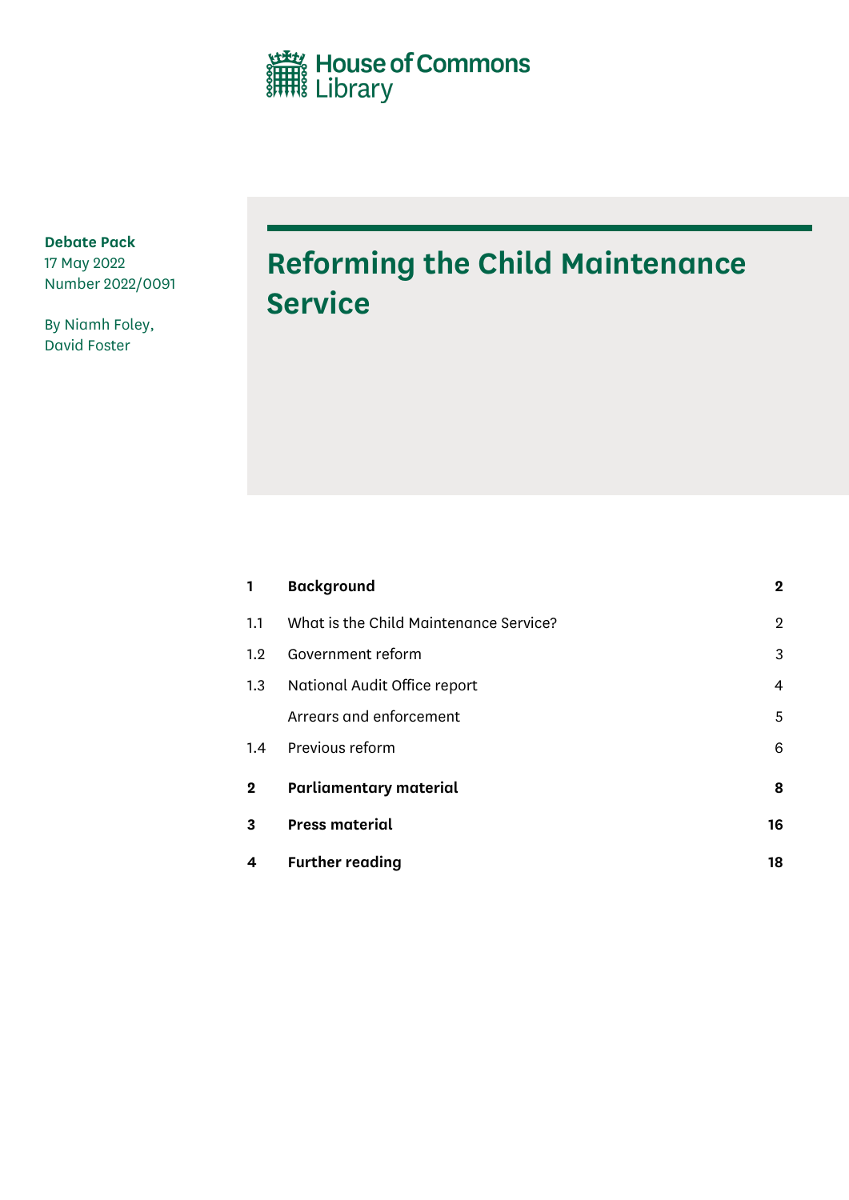House of Commons Library

**Debate Pack**
17 May 2022
Number 2022/0091

By Niamh Foley,
David Foster

# Reforming the Child Maintenance Service

| | | |
|---|---|---|
| **1** | **Background** | **2** |
| 1.1 | What is the Child Maintenance Service? | 2 |
| 1.2 | Government reform | 3 |
| 1.3 | National Audit Office report | 4 |
| | Arrears and enforcement | 5 |
| 1.4 | Previous reform | 6 |
| **2** | **Parliamentary material** | **8** |
| **3** | **Press material** | **16** |
| **4** | **Further reading** | **18** |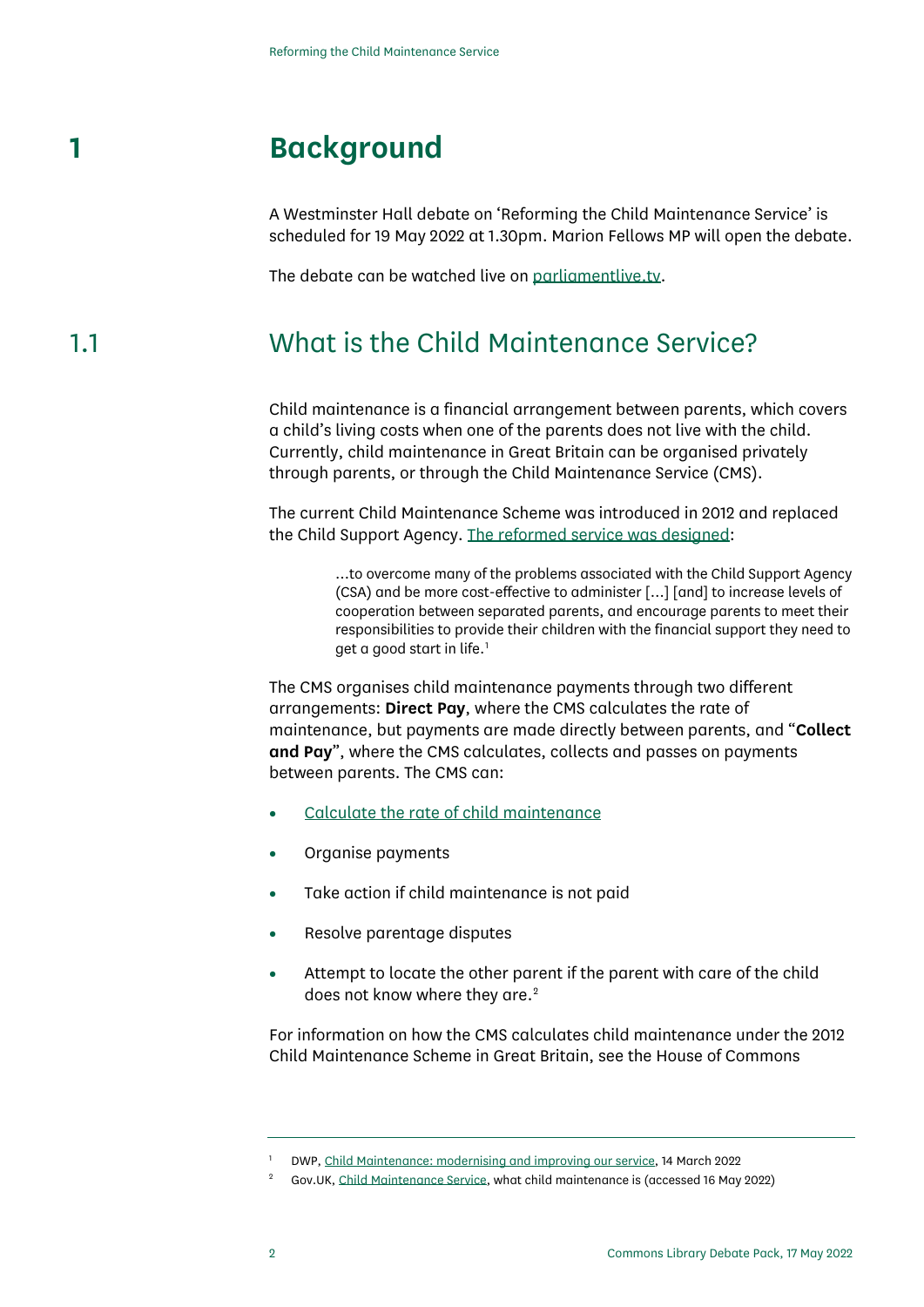# 1 Background

A Westminster Hall debate on 'Reforming the Child Maintenance Service' is scheduled for 19 May 2022 at 1.30pm. Marion Fellows MP will open the debate.

The debate can be watched live on parliamentlive.tv.

## 1.1 What is the Child Maintenance Service?

Child maintenance is a financial arrangement between parents, which covers a child's living costs when one of the parents does not live with the child. Currently, child maintenance in Great Britain can be organised privately through parents, or through the Child Maintenance Service (CMS).

The current Child Maintenance Scheme was introduced in 2012 and replaced the Child Support Agency. The reformed service was designed:

> …to overcome many of the problems associated with the Child Support Agency (CSA) and be more cost-effective to administer […] [and] to increase levels of cooperation between separated parents, and encourage parents to meet their responsibilities to provide their children with the financial support they need to get a good start in life.[1]

The CMS organises child maintenance payments through two different arrangements: **Direct Pay**, where the CMS calculates the rate of maintenance, but payments are made directly between parents, and "**Collect and Pay**", where the CMS calculates, collects and passes on payments between parents. The CMS can:

- Calculate the rate of child maintenance
- Organise payments
- Take action if child maintenance is not paid
- Resolve parentage disputes
- Attempt to locate the other parent if the parent with care of the child does not know where they are.[2]

For information on how the CMS calculates child maintenance under the 2012 Child Maintenance Scheme in Great Britain, see the House of Commons

---

[1] DWP, Child Maintenance: modernising and improving our service, 14 March 2022

[2] Gov.UK, Child Maintenance Service, what child maintenance is (accessed 16 May 2022)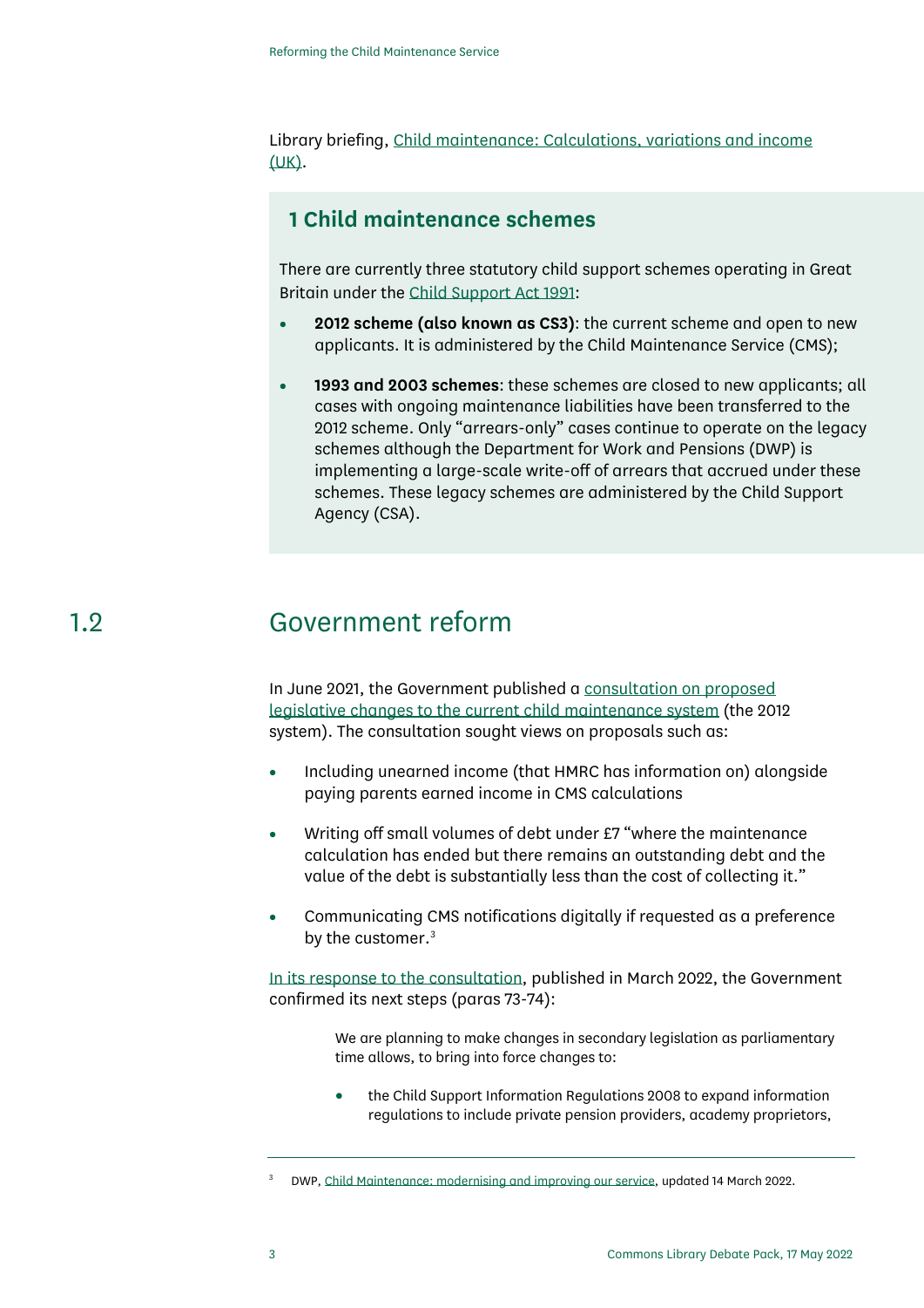Library briefing, Child maintenance: Calculations, variations and income (UK).

## 1 Child maintenance schemes

There are currently three statutory child support schemes operating in Great Britain under the Child Support Act 1991:

- **2012 scheme (also known as CS3)**: the current scheme and open to new applicants. It is administered by the Child Maintenance Service (CMS);
- **1993 and 2003 schemes**: these schemes are closed to new applicants; all cases with ongoing maintenance liabilities have been transferred to the 2012 scheme. Only "arrears-only" cases continue to operate on the legacy schemes although the Department for Work and Pensions (DWP) is implementing a large-scale write-off of arrears that accrued under these schemes. These legacy schemes are administered by the Child Support Agency (CSA).

## 1.2 Government reform

In June 2021, the Government published a consultation on proposed legislative changes to the current child maintenance system (the 2012 system). The consultation sought views on proposals such as:

- Including unearned income (that HMRC has information on) alongside paying parents earned income in CMS calculations
- Writing off small volumes of debt under £7 "where the maintenance calculation has ended but there remains an outstanding debt and the value of the debt is substantially less than the cost of collecting it."
- Communicating CMS notifications digitally if requested as a preference by the customer.[3]

In its response to the consultation, published in March 2022, the Government confirmed its next steps (paras 73-74):

> We are planning to make changes in secondary legislation as parliamentary time allows, to bring into force changes to:
>
> - the Child Support Information Regulations 2008 to expand information regulations to include private pension providers, academy proprietors,

[3] DWP, Child Maintenance: modernising and improving our service, updated 14 March 2022.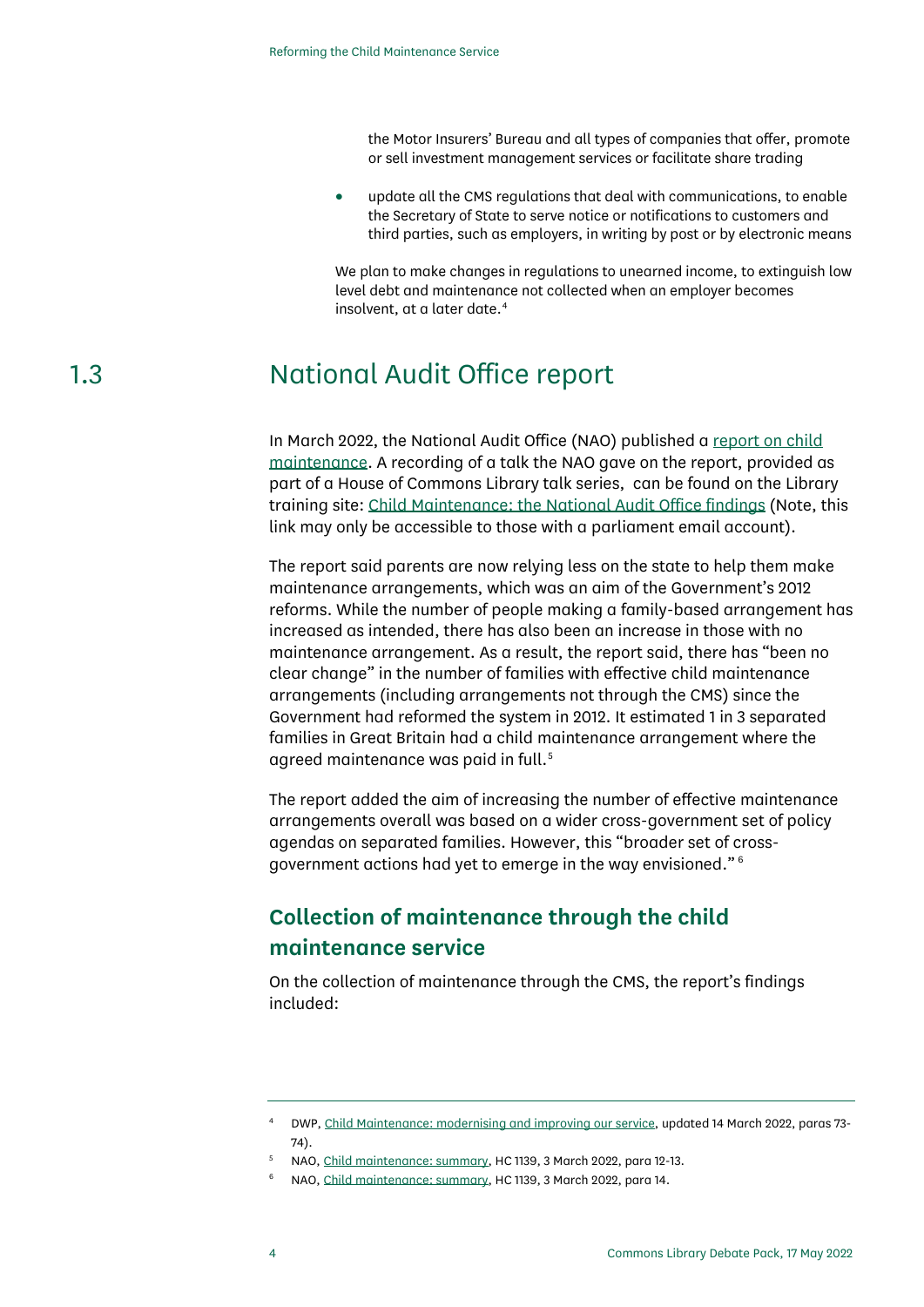the Motor Insurers' Bureau and all types of companies that offer, promote or sell investment management services or facilitate share trading

- update all the CMS regulations that deal with communications, to enable the Secretary of State to serve notice or notifications to customers and third parties, such as employers, in writing by post or by electronic means

We plan to make changes in regulations to unearned income, to extinguish low level debt and maintenance not collected when an employer becomes insolvent, at a later date.[4]

## 1.3 National Audit Office report

In March 2022, the National Audit Office (NAO) published a report on child maintenance. A recording of a talk the NAO gave on the report, provided as part of a House of Commons Library talk series, can be found on the Library training site: Child Maintenance: the National Audit Office findings (Note, this link may only be accessible to those with a parliament email account).

The report said parents are now relying less on the state to help them make maintenance arrangements, which was an aim of the Government's 2012 reforms. While the number of people making a family-based arrangement has increased as intended, there has also been an increase in those with no maintenance arrangement. As a result, the report said, there has "been no clear change" in the number of families with effective child maintenance arrangements (including arrangements not through the CMS) since the Government had reformed the system in 2012. It estimated 1 in 3 separated families in Great Britain had a child maintenance arrangement where the agreed maintenance was paid in full.[5]

The report added the aim of increasing the number of effective maintenance arrangements overall was based on a wider cross-government set of policy agendas on separated families. However, this "broader set of cross-government actions had yet to emerge in the way envisioned."[6]

### Collection of maintenance through the child maintenance service

On the collection of maintenance through the CMS, the report's findings included:

---

[4] DWP, Child Maintenance: modernising and improving our service, updated 14 March 2022, paras 73-74).

[5] NAO, Child maintenance: summary, HC 1139, 3 March 2022, para 12-13.

[6] NAO, Child maintenance: summary, HC 1139, 3 March 2022, para 14.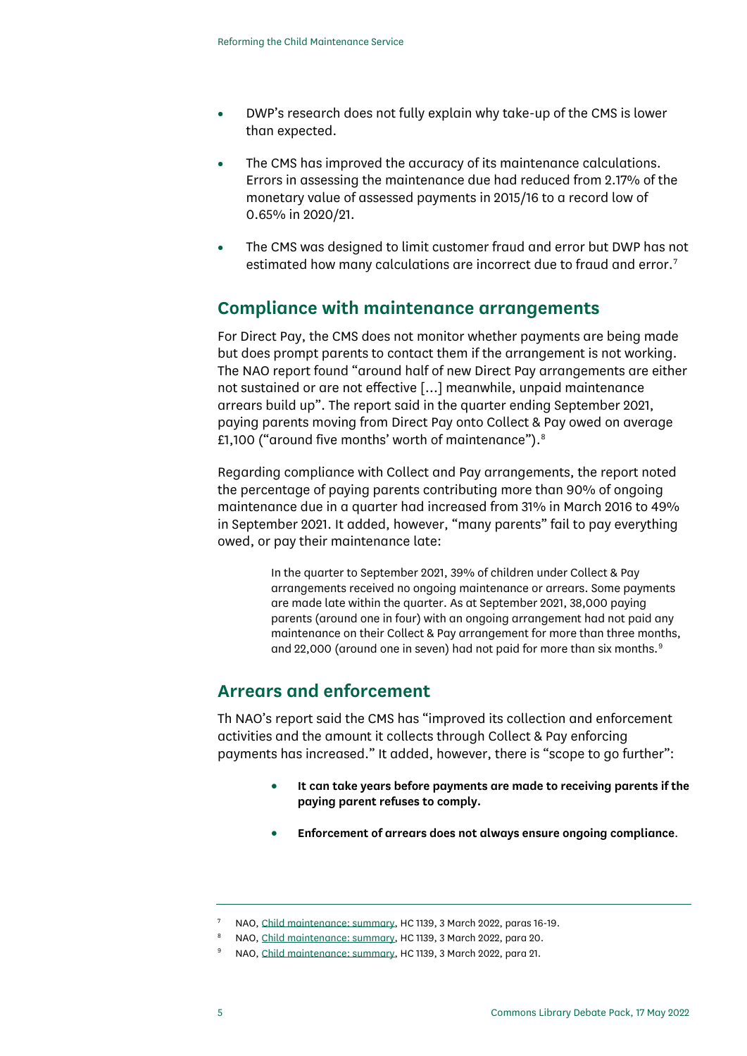- DWP's research does not fully explain why take-up of the CMS is lower than expected.
- The CMS has improved the accuracy of its maintenance calculations. Errors in assessing the maintenance due had reduced from 2.17% of the monetary value of assessed payments in 2015/16 to a record low of 0.65% in 2020/21.
- The CMS was designed to limit customer fraud and error but DWP has not estimated how many calculations are incorrect due to fraud and error.[7]

## Compliance with maintenance arrangements

For Direct Pay, the CMS does not monitor whether payments are being made but does prompt parents to contact them if the arrangement is not working. The NAO report found "around half of new Direct Pay arrangements are either not sustained or are not effective […] meanwhile, unpaid maintenance arrears build up". The report said in the quarter ending September 2021, paying parents moving from Direct Pay onto Collect & Pay owed on average £1,100 ("around five months' worth of maintenance").[8]

Regarding compliance with Collect and Pay arrangements, the report noted the percentage of paying parents contributing more than 90% of ongoing maintenance due in a quarter had increased from 31% in March 2016 to 49% in September 2021. It added, however, "many parents" fail to pay everything owed, or pay their maintenance late:

> In the quarter to September 2021, 39% of children under Collect & Pay arrangements received no ongoing maintenance or arrears. Some payments are made late within the quarter. As at September 2021, 38,000 paying parents (around one in four) with an ongoing arrangement had not paid any maintenance on their Collect & Pay arrangement for more than three months, and 22,000 (around one in seven) had not paid for more than six months.[9]

## Arrears and enforcement

Th NAO's report said the CMS has "improved its collection and enforcement activities and the amount it collects through Collect & Pay enforcing payments has increased." It added, however, there is "scope to go further":

> - **It can take years before payments are made to receiving parents if the paying parent refuses to comply.**
> - **Enforcement of arrears does not always ensure ongoing compliance**.

---

[7] NAO, Child maintenance: summary, HC 1139, 3 March 2022, paras 16-19.

[8] NAO, Child maintenance: summary, HC 1139, 3 March 2022, para 20.

[9] NAO, Child maintenance: summary, HC 1139, 3 March 2022, para 21.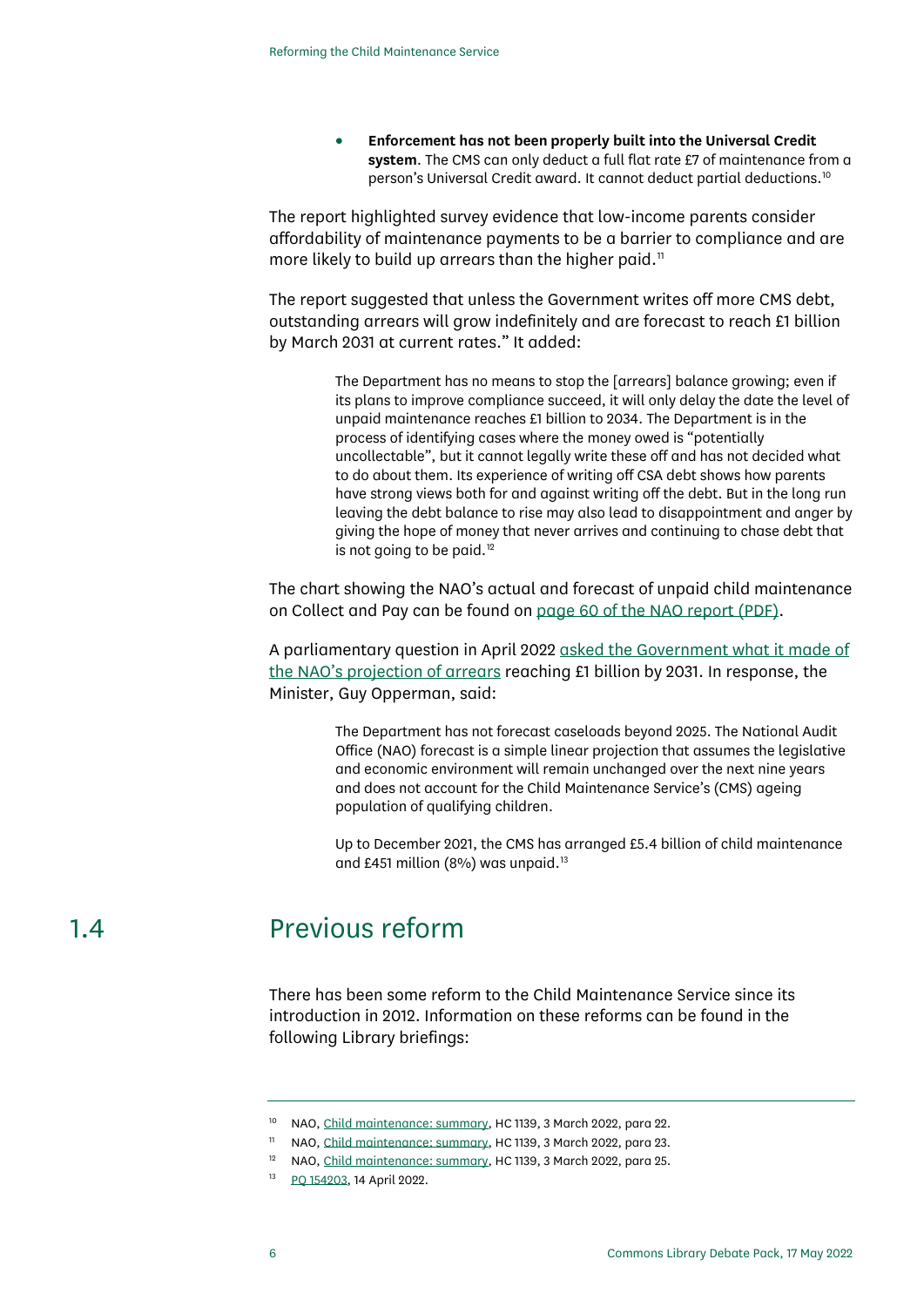- **Enforcement has not been properly built into the Universal Credit system**. The CMS can only deduct a full flat rate £7 of maintenance from a person's Universal Credit award. It cannot deduct partial deductions.[10]

The report highlighted survey evidence that low-income parents consider affordability of maintenance payments to be a barrier to compliance and are more likely to build up arrears than the higher paid.[11]

The report suggested that unless the Government writes off more CMS debt, outstanding arrears will grow indefinitely and are forecast to reach £1 billion by March 2031 at current rates." It added:

> The Department has no means to stop the [arrears] balance growing; even if its plans to improve compliance succeed, it will only delay the date the level of unpaid maintenance reaches £1 billion to 2034. The Department is in the process of identifying cases where the money owed is "potentially uncollectable", but it cannot legally write these off and has not decided what to do about them. Its experience of writing off CSA debt shows how parents have strong views both for and against writing off the debt. But in the long run leaving the debt balance to rise may also lead to disappointment and anger by giving the hope of money that never arrives and continuing to chase debt that is not going to be paid.[12]

The chart showing the NAO's actual and forecast of unpaid child maintenance on Collect and Pay can be found on page 60 of the NAO report (PDF).

A parliamentary question in April 2022 asked the Government what it made of the NAO's projection of arrears reaching £1 billion by 2031. In response, the Minister, Guy Opperman, said:

> The Department has not forecast caseloads beyond 2025. The National Audit Office (NAO) forecast is a simple linear projection that assumes the legislative and economic environment will remain unchanged over the next nine years and does not account for the Child Maintenance Service's (CMS) ageing population of qualifying children.
>
> Up to December 2021, the CMS has arranged £5.4 billion of child maintenance and £451 million (8%) was unpaid.[13]

## 1.4 Previous reform

There has been some reform to the Child Maintenance Service since its introduction in 2012. Information on these reforms can be found in the following Library briefings:

---

[10] NAO, Child maintenance: summary, HC 1139, 3 March 2022, para 22.

[11] NAO, Child maintenance: summary, HC 1139, 3 March 2022, para 23.

[12] NAO, Child maintenance: summary, HC 1139, 3 March 2022, para 25.

[13] PQ 154203, 14 April 2022.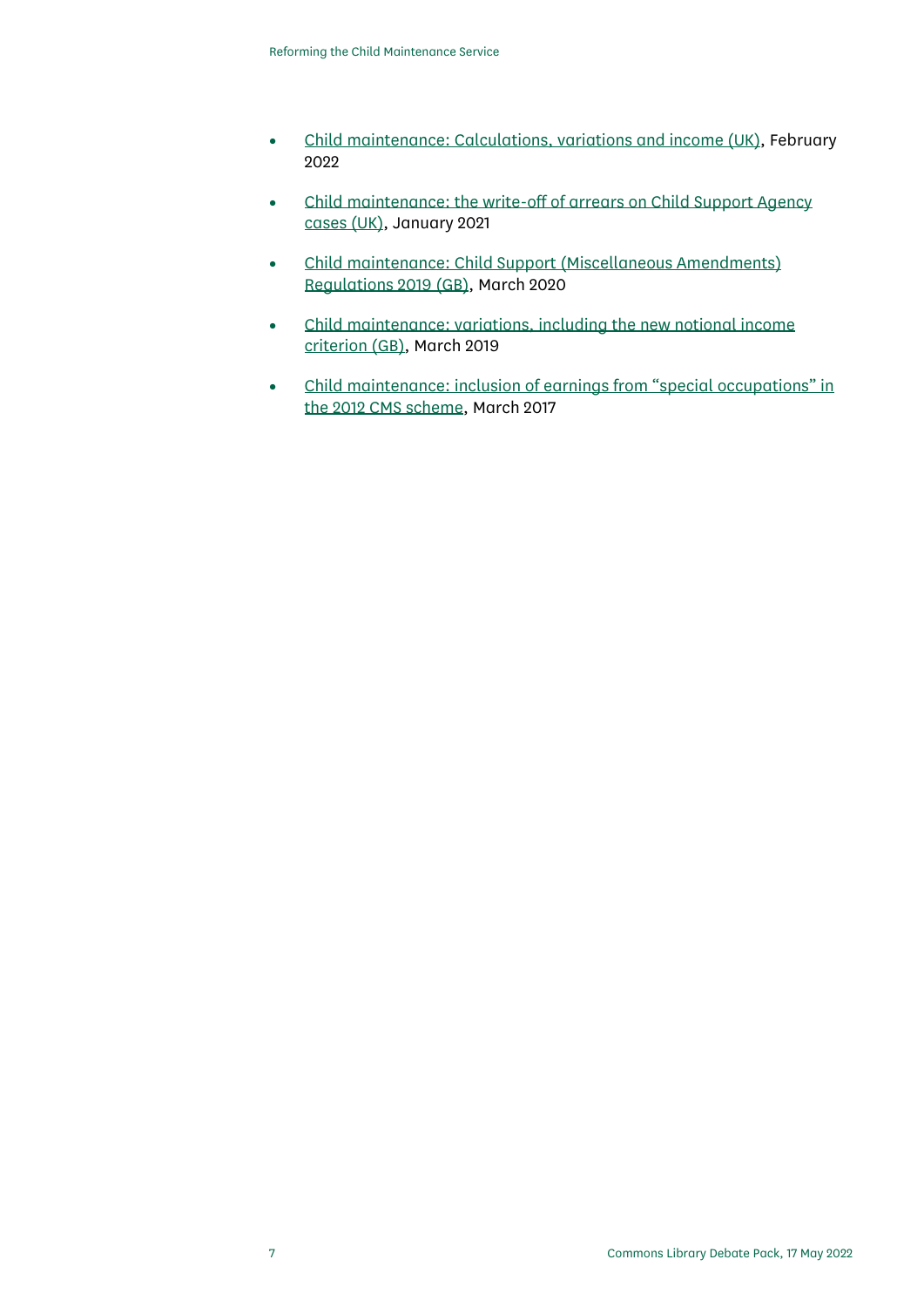- Child maintenance: Calculations, variations and income (UK), February 2022
- Child maintenance: the write-off of arrears on Child Support Agency cases (UK), January 2021
- Child maintenance: Child Support (Miscellaneous Amendments) Regulations 2019 (GB), March 2020
- Child maintenance: variations, including the new notional income criterion (GB), March 2019
- Child maintenance: inclusion of earnings from "special occupations" in the 2012 CMS scheme, March 2017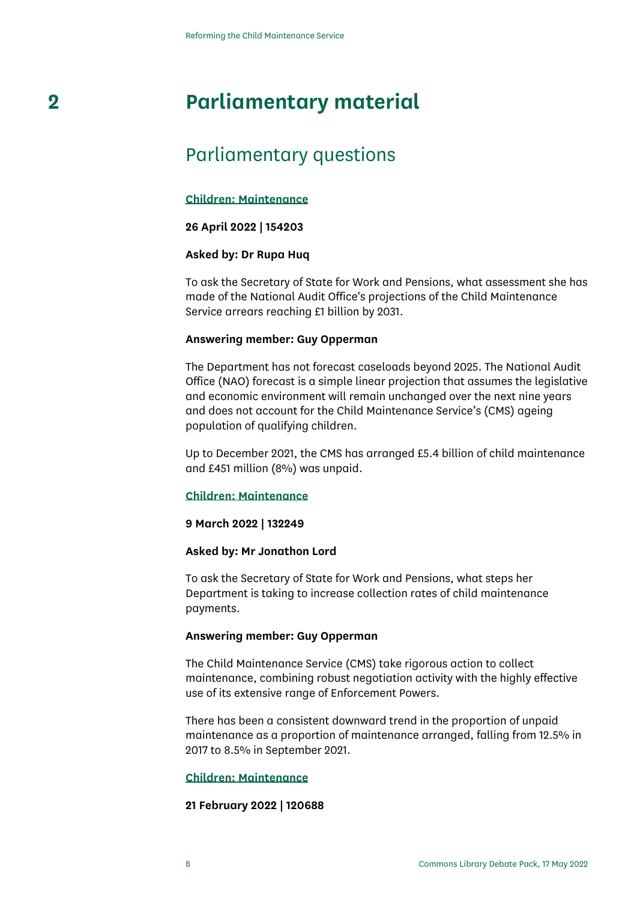# 2 Parliamentary material

## Parliamentary questions

### Children: Maintenance

**26 April 2022 | 154203**

**Asked by: Dr Rupa Huq**

To ask the Secretary of State for Work and Pensions, what assessment she has made of the National Audit Office's projections of the Child Maintenance Service arrears reaching £1 billion by 2031.

**Answering member: Guy Opperman**

The Department has not forecast caseloads beyond 2025. The National Audit Office (NAO) forecast is a simple linear projection that assumes the legislative and economic environment will remain unchanged over the next nine years and does not account for the Child Maintenance Service's (CMS) ageing population of qualifying children.

Up to December 2021, the CMS has arranged £5.4 billion of child maintenance and £451 million (8%) was unpaid.

### Children: Maintenance

**9 March 2022 | 132249**

**Asked by: Mr Jonathon Lord**

To ask the Secretary of State for Work and Pensions, what steps her Department is taking to increase collection rates of child maintenance payments.

**Answering member: Guy Opperman**

The Child Maintenance Service (CMS) take rigorous action to collect maintenance, combining robust negotiation activity with the highly effective use of its extensive range of Enforcement Powers.

There has been a consistent downward trend in the proportion of unpaid maintenance as a proportion of maintenance arranged, falling from 12.5% in 2017 to 8.5% in September 2021.

### Children: Maintenance

**21 February 2022 | 120688**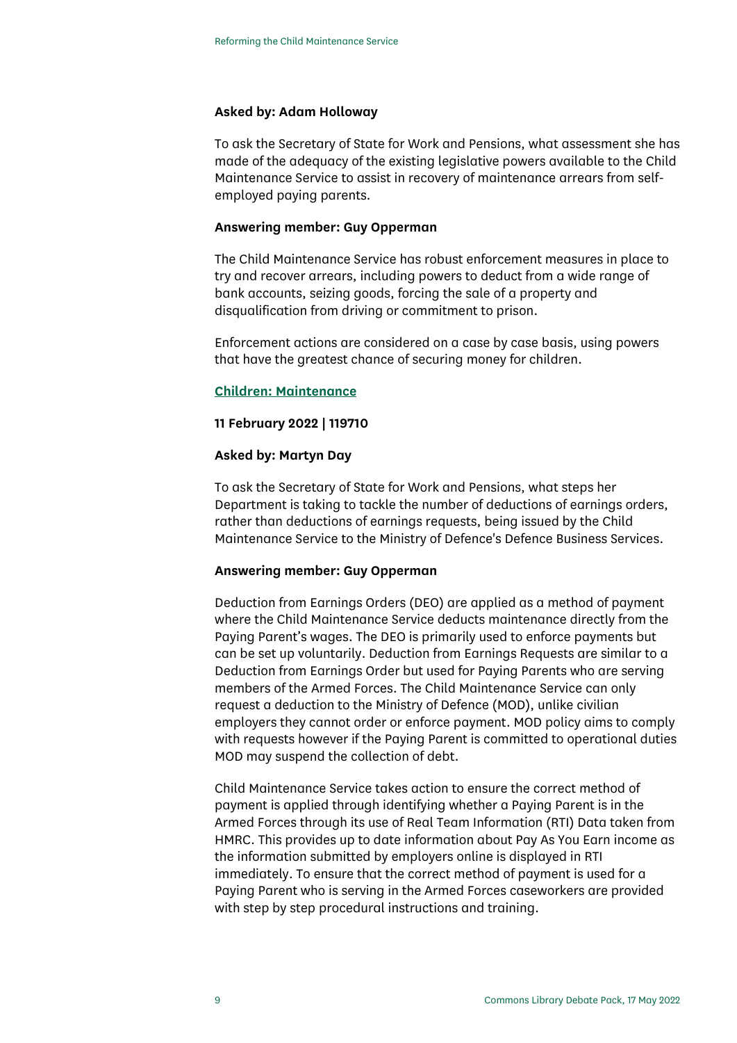**Asked by: Adam Holloway**

To ask the Secretary of State for Work and Pensions, what assessment she has made of the adequacy of the existing legislative powers available to the Child Maintenance Service to assist in recovery of maintenance arrears from self-employed paying parents.

**Answering member: Guy Opperman**

The Child Maintenance Service has robust enforcement measures in place to try and recover arrears, including powers to deduct from a wide range of bank accounts, seizing goods, forcing the sale of a property and disqualification from driving or commitment to prison.

Enforcement actions are considered on a case by case basis, using powers that have the greatest chance of securing money for children.

**Children: Maintenance**

**11 February 2022 | 119710**

**Asked by: Martyn Day**

To ask the Secretary of State for Work and Pensions, what steps her Department is taking to tackle the number of deductions of earnings orders, rather than deductions of earnings requests, being issued by the Child Maintenance Service to the Ministry of Defence's Defence Business Services.

**Answering member: Guy Opperman**

Deduction from Earnings Orders (DEO) are applied as a method of payment where the Child Maintenance Service deducts maintenance directly from the Paying Parent's wages. The DEO is primarily used to enforce payments but can be set up voluntarily. Deduction from Earnings Requests are similar to a Deduction from Earnings Order but used for Paying Parents who are serving members of the Armed Forces. The Child Maintenance Service can only request a deduction to the Ministry of Defence (MOD), unlike civilian employers they cannot order or enforce payment. MOD policy aims to comply with requests however if the Paying Parent is committed to operational duties MOD may suspend the collection of debt.

Child Maintenance Service takes action to ensure the correct method of payment is applied through identifying whether a Paying Parent is in the Armed Forces through its use of Real Team Information (RTI) Data taken from HMRC. This provides up to date information about Pay As You Earn income as the information submitted by employers online is displayed in RTI immediately. To ensure that the correct method of payment is used for a Paying Parent who is serving in the Armed Forces caseworkers are provided with step by step procedural instructions and training.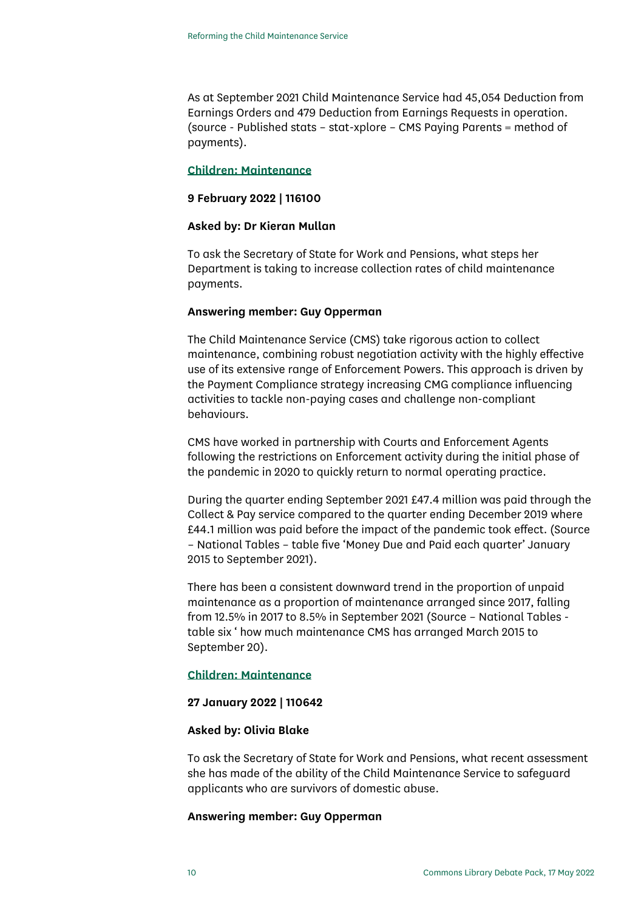As at September 2021 Child Maintenance Service had 45,054 Deduction from Earnings Orders and 479 Deduction from Earnings Requests in operation. (source - Published stats – stat-xplore – CMS Paying Parents = method of payments).

### Children: Maintenance

**9 February 2022 | 116100**

**Asked by: Dr Kieran Mullan**

To ask the Secretary of State for Work and Pensions, what steps her Department is taking to increase collection rates of child maintenance payments.

**Answering member: Guy Opperman**

The Child Maintenance Service (CMS) take rigorous action to collect maintenance, combining robust negotiation activity with the highly effective use of its extensive range of Enforcement Powers. This approach is driven by the Payment Compliance strategy increasing CMG compliance influencing activities to tackle non-paying cases and challenge non-compliant behaviours.

CMS have worked in partnership with Courts and Enforcement Agents following the restrictions on Enforcement activity during the initial phase of the pandemic in 2020 to quickly return to normal operating practice.

During the quarter ending September 2021 £47.4 million was paid through the Collect & Pay service compared to the quarter ending December 2019 where £44.1 million was paid before the impact of the pandemic took effect. (Source – National Tables – table five 'Money Due and Paid each quarter' January 2015 to September 2021).

There has been a consistent downward trend in the proportion of unpaid maintenance as a proportion of maintenance arranged since 2017, falling from 12.5% in 2017 to 8.5% in September 2021 (Source – National Tables - table six ' how much maintenance CMS has arranged March 2015 to September 20).

### Children: Maintenance

**27 January 2022 | 110642**

**Asked by: Olivia Blake**

To ask the Secretary of State for Work and Pensions, what recent assessment she has made of the ability of the Child Maintenance Service to safeguard applicants who are survivors of domestic abuse.

**Answering member: Guy Opperman**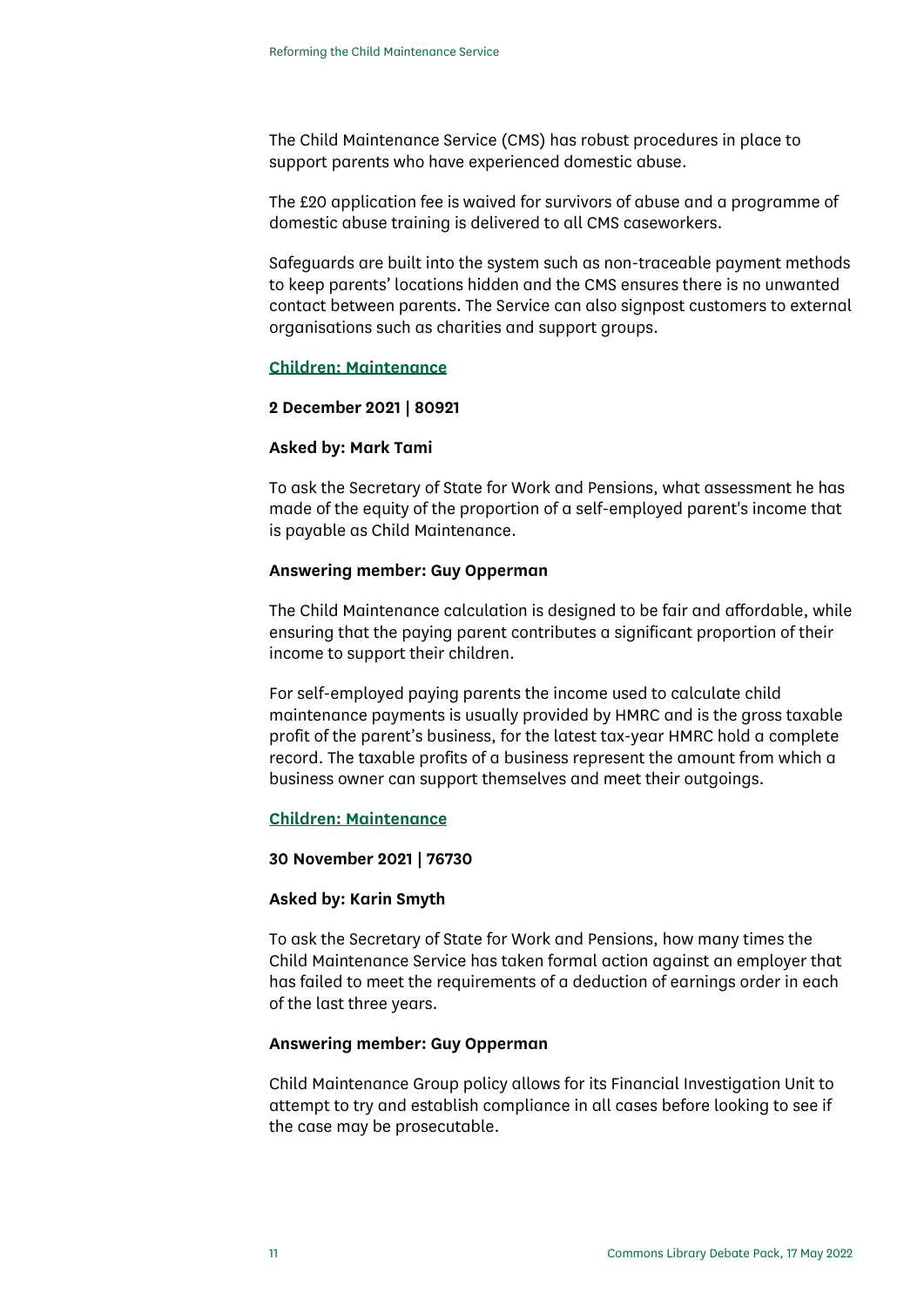The Child Maintenance Service (CMS) has robust procedures in place to support parents who have experienced domestic abuse.

The £20 application fee is waived for survivors of abuse and a programme of domestic abuse training is delivered to all CMS caseworkers.

Safeguards are built into the system such as non-traceable payment methods to keep parents' locations hidden and the CMS ensures there is no unwanted contact between parents. The Service can also signpost customers to external organisations such as charities and support groups.

**Children: Maintenance**

**2 December 2021 | 80921**

**Asked by: Mark Tami**

To ask the Secretary of State for Work and Pensions, what assessment he has made of the equity of the proportion of a self-employed parent's income that is payable as Child Maintenance.

**Answering member: Guy Opperman**

The Child Maintenance calculation is designed to be fair and affordable, while ensuring that the paying parent contributes a significant proportion of their income to support their children.

For self-employed paying parents the income used to calculate child maintenance payments is usually provided by HMRC and is the gross taxable profit of the parent's business, for the latest tax-year HMRC hold a complete record. The taxable profits of a business represent the amount from which a business owner can support themselves and meet their outgoings.

**Children: Maintenance**

**30 November 2021 | 76730**

**Asked by: Karin Smyth**

To ask the Secretary of State for Work and Pensions, how many times the Child Maintenance Service has taken formal action against an employer that has failed to meet the requirements of a deduction of earnings order in each of the last three years.

**Answering member: Guy Opperman**

Child Maintenance Group policy allows for its Financial Investigation Unit to attempt to try and establish compliance in all cases before looking to see if the case may be prosecutable.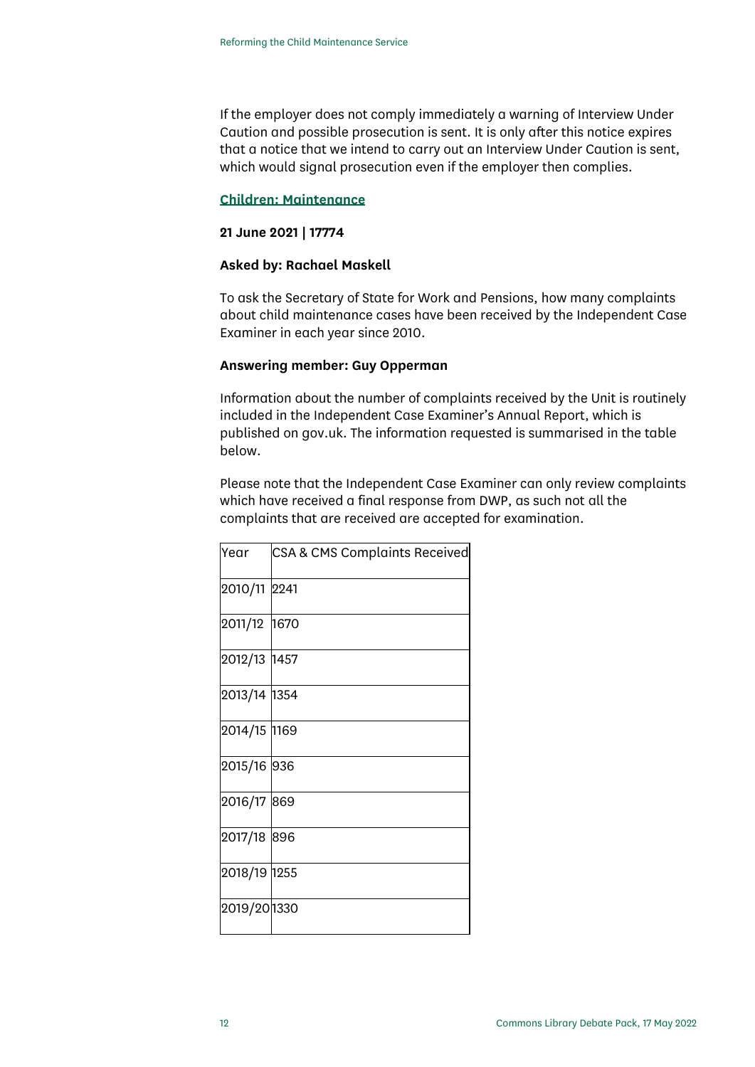If the employer does not comply immediately a warning of Interview Under Caution and possible prosecution is sent. It is only after this notice expires that a notice that we intend to carry out an Interview Under Caution is sent, which would signal prosecution even if the employer then complies.

### Children: Maintenance

**21 June 2021 | 17774**

**Asked by: Rachael Maskell**

To ask the Secretary of State for Work and Pensions, how many complaints about child maintenance cases have been received by the Independent Case Examiner in each year since 2010.

**Answering member: Guy Opperman**

Information about the number of complaints received by the Unit is routinely included in the Independent Case Examiner's Annual Report, which is published on gov.uk. The information requested is summarised in the table below.

Please note that the Independent Case Examiner can only review complaints which have received a final response from DWP, as such not all the complaints that are received are accepted for examination.

| Year | CSA & CMS Complaints Received |
|---|---|
| 2010/11 | 2241 |
| 2011/12 | 1670 |
| 2012/13 | 1457 |
| 2013/14 | 1354 |
| 2014/15 | 1169 |
| 2015/16 | 936 |
| 2016/17 | 869 |
| 2017/18 | 896 |
| 2018/19 | 1255 |
| 2019/20 | 1330 |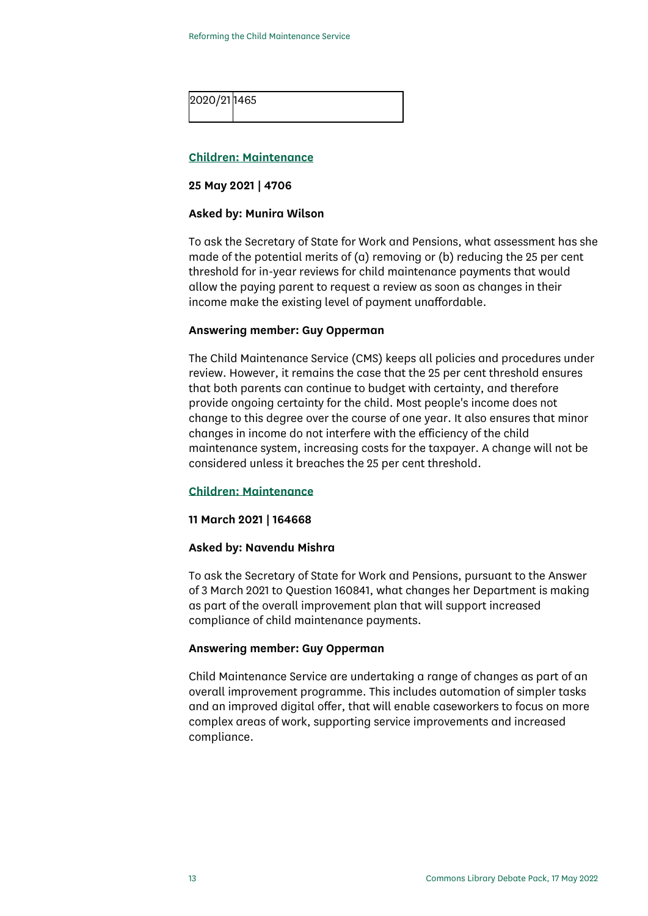| 2020/21 | 1465 |
|---|---|

### [Children: Maintenance]

**25 May 2021 | 4706**

**Asked by: Munira Wilson**

To ask the Secretary of State for Work and Pensions, what assessment has she made of the potential merits of (a) removing or (b) reducing the 25 per cent threshold for in-year reviews for child maintenance payments that would allow the paying parent to request a review as soon as changes in their income make the existing level of payment unaffordable.

**Answering member: Guy Opperman**

The Child Maintenance Service (CMS) keeps all policies and procedures under review. However, it remains the case that the 25 per cent threshold ensures that both parents can continue to budget with certainty, and therefore provide ongoing certainty for the child. Most people's income does not change to this degree over the course of one year. It also ensures that minor changes in income do not interfere with the efficiency of the child maintenance system, increasing costs for the taxpayer. A change will not be considered unless it breaches the 25 per cent threshold.

### [Children: Maintenance]

**11 March 2021 | 164668**

**Asked by: Navendu Mishra**

To ask the Secretary of State for Work and Pensions, pursuant to the Answer of 3 March 2021 to Question 160841, what changes her Department is making as part of the overall improvement plan that will support increased compliance of child maintenance payments.

**Answering member: Guy Opperman**

Child Maintenance Service are undertaking a range of changes as part of an overall improvement programme. This includes automation of simpler tasks and an improved digital offer, that will enable caseworkers to focus on more complex areas of work, supporting service improvements and increased compliance.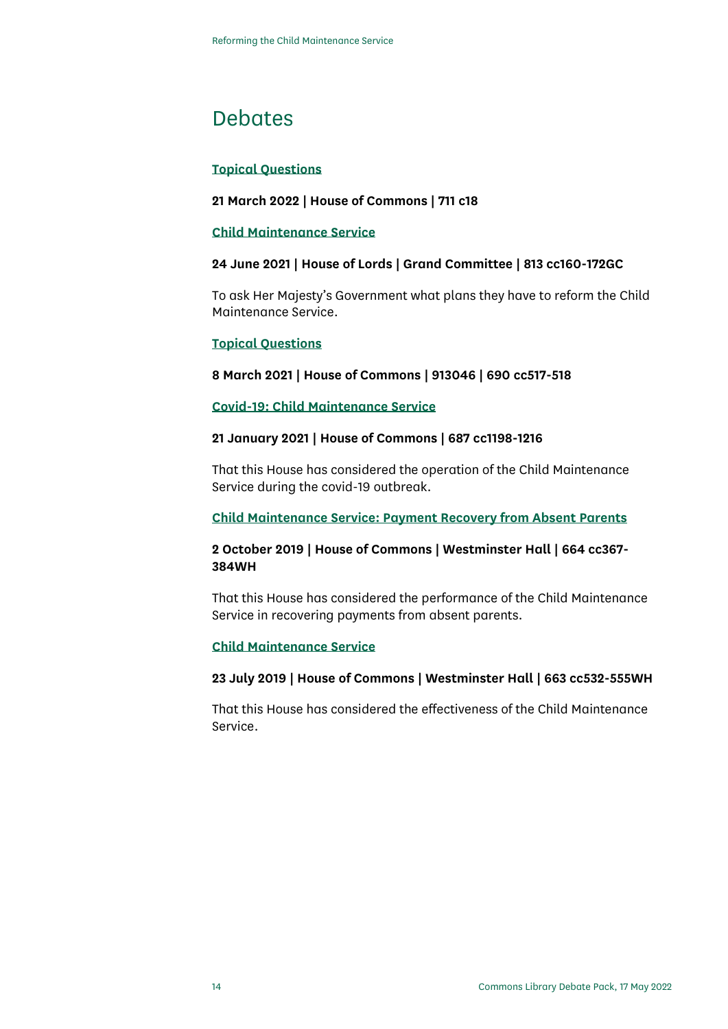# Debates

**Topical Questions**

**21 March 2022 | House of Commons | 711 c18**

**Child Maintenance Service**

**24 June 2021 | House of Lords | Grand Committee | 813 cc160-172GC**

To ask Her Majesty's Government what plans they have to reform the Child Maintenance Service.

**Topical Questions**

**8 March 2021 | House of Commons | 913046 | 690 cc517-518**

**Covid-19: Child Maintenance Service**

**21 January 2021 | House of Commons | 687 cc1198-1216**

That this House has considered the operation of the Child Maintenance Service during the covid-19 outbreak.

**Child Maintenance Service: Payment Recovery from Absent Parents**

**2 October 2019 | House of Commons | Westminster Hall | 664 cc367-384WH**

That this House has considered the performance of the Child Maintenance Service in recovering payments from absent parents.

**Child Maintenance Service**

**23 July 2019 | House of Commons | Westminster Hall | 663 cc532-555WH**

That this House has considered the effectiveness of the Child Maintenance Service.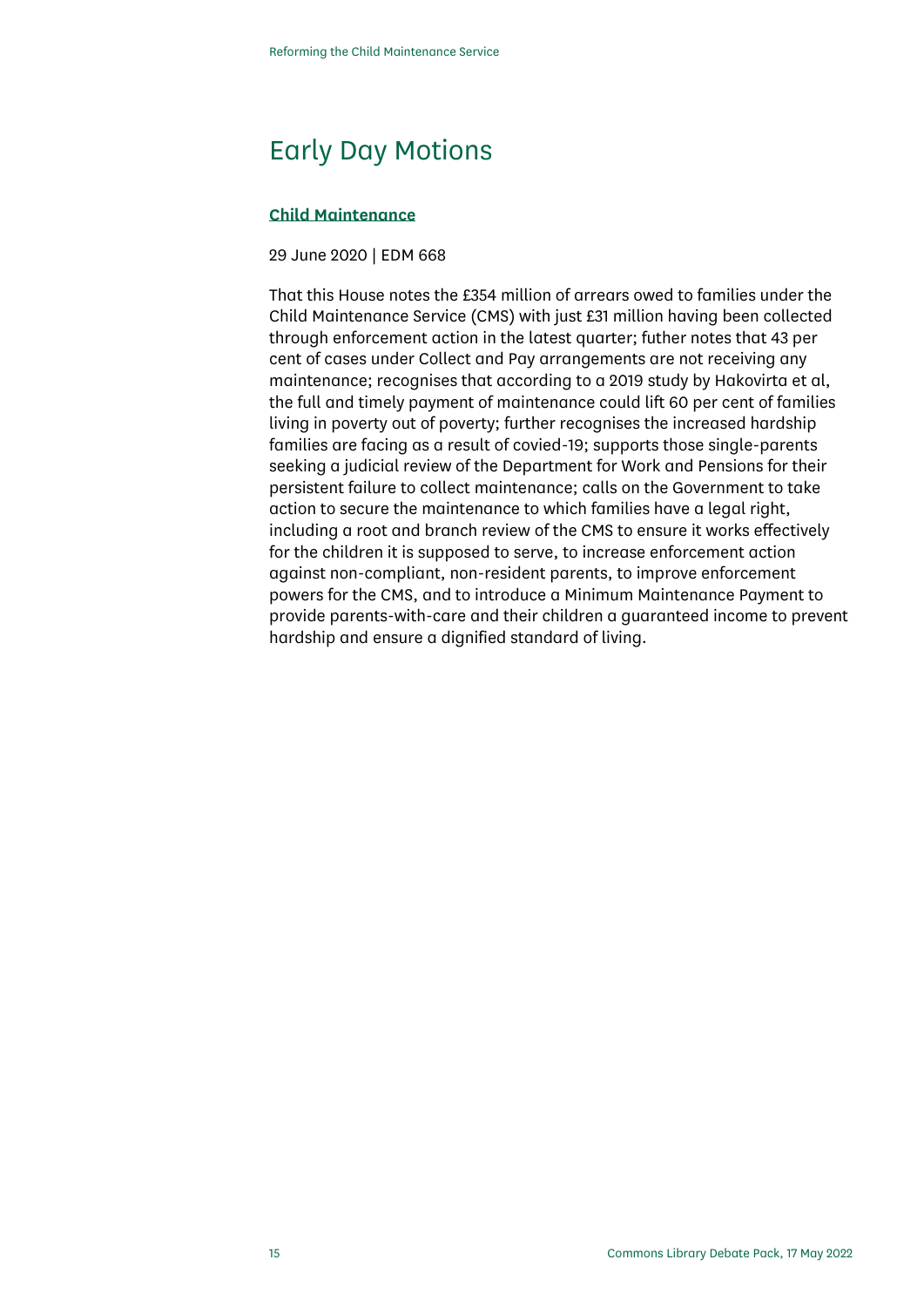# Early Day Motions

**Child Maintenance**

29 June 2020 | EDM 668

That this House notes the £354 million of arrears owed to families under the Child Maintenance Service (CMS) with just £31 million having been collected through enforcement action in the latest quarter; futher notes that 43 per cent of cases under Collect and Pay arrangements are not receiving any maintenance; recognises that according to a 2019 study by Hakovirta et al, the full and timely payment of maintenance could lift 60 per cent of families living in poverty out of poverty; further recognises the increased hardship families are facing as a result of covied-19; supports those single-parents seeking a judicial review of the Department for Work and Pensions for their persistent failure to collect maintenance; calls on the Government to take action to secure the maintenance to which families have a legal right, including a root and branch review of the CMS to ensure it works effectively for the children it is supposed to serve, to increase enforcement action against non-compliant, non-resident parents, to improve enforcement powers for the CMS, and to introduce a Minimum Maintenance Payment to provide parents-with-care and their children a guaranteed income to prevent hardship and ensure a dignified standard of living.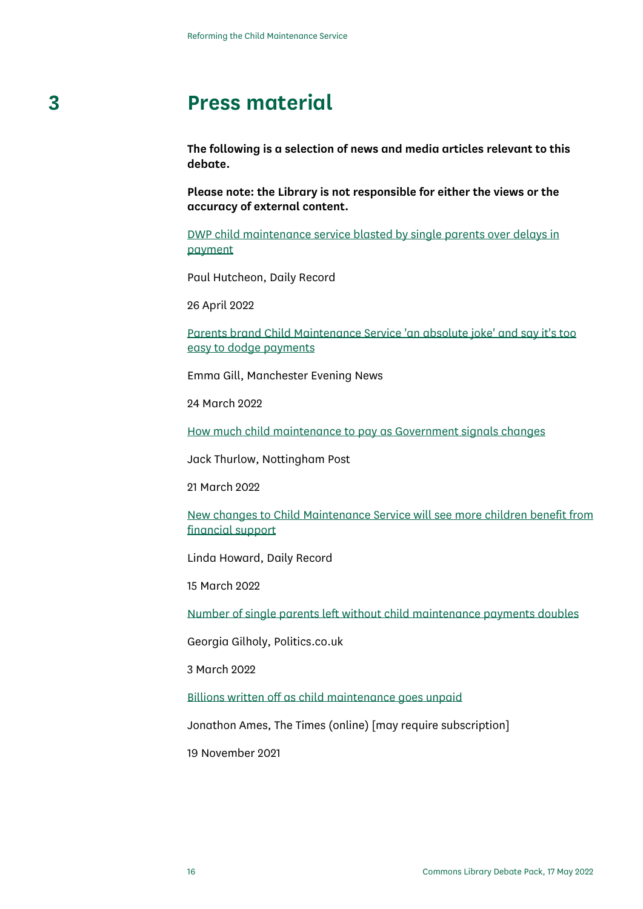# 3 Press material

**The following is a selection of news and media articles relevant to this debate.**

**Please note: the Library is not responsible for either the views or the accuracy of external content.**

DWP child maintenance service blasted by single parents over delays in payment

Paul Hutcheon, Daily Record

26 April 2022

Parents brand Child Maintenance Service 'an absolute joke' and say it's too easy to dodge payments

Emma Gill, Manchester Evening News

24 March 2022

How much child maintenance to pay as Government signals changes

Jack Thurlow, Nottingham Post

21 March 2022

New changes to Child Maintenance Service will see more children benefit from financial support

Linda Howard, Daily Record

15 March 2022

Number of single parents left without child maintenance payments doubles

Georgia Gilholy, Politics.co.uk

3 March 2022

Billions written off as child maintenance goes unpaid

Jonathon Ames, The Times (online) [may require subscription]

19 November 2021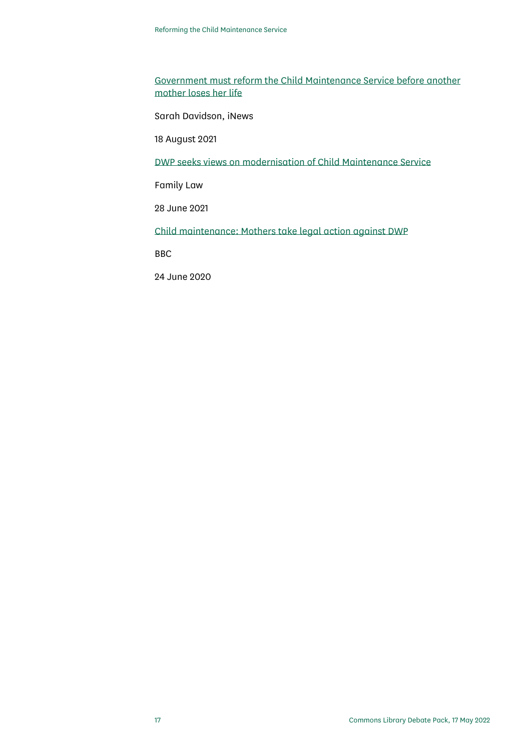Government must reform the Child Maintenance Service before another mother loses her life

Sarah Davidson, iNews

18 August 2021

DWP seeks views on modernisation of Child Maintenance Service

Family Law

28 June 2021

Child maintenance: Mothers take legal action against DWP

BBC

24 June 2020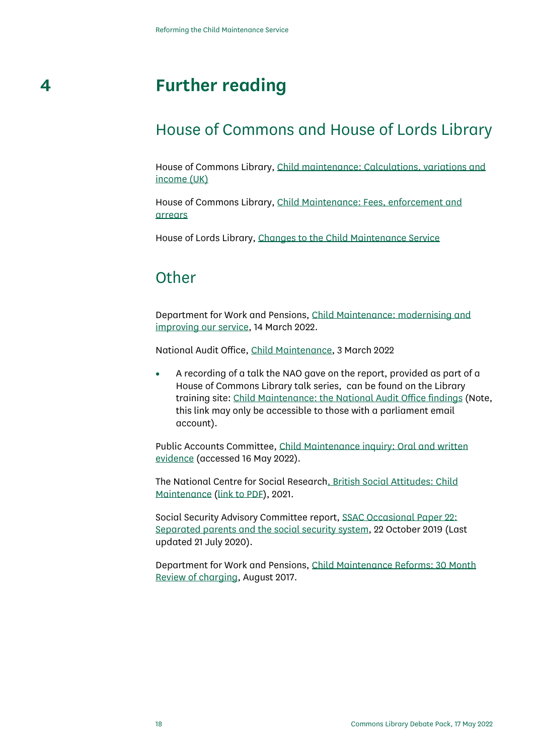# 4 Further reading

## House of Commons and House of Lords Library

House of Commons Library, Child maintenance: Calculations, variations and income (UK)

House of Commons Library, Child Maintenance: Fees, enforcement and arrears

House of Lords Library, Changes to the Child Maintenance Service

## Other

Department for Work and Pensions, Child Maintenance: modernising and improving our service, 14 March 2022.

National Audit Office, Child Maintenance, 3 March 2022

- A recording of a talk the NAO gave on the report, provided as part of a House of Commons Library talk series, can be found on the Library training site: Child Maintenance: the National Audit Office findings (Note, this link may only be accessible to those with a parliament email account).

Public Accounts Committee, Child Maintenance inquiry: Oral and written evidence (accessed 16 May 2022).

The National Centre for Social Research, British Social Attitudes: Child Maintenance (link to PDF), 2021.

Social Security Advisory Committee report, SSAC Occasional Paper 22: Separated parents and the social security system, 22 October 2019 (Last updated 21 July 2020).

Department for Work and Pensions, Child Maintenance Reforms: 30 Month Review of charging, August 2017.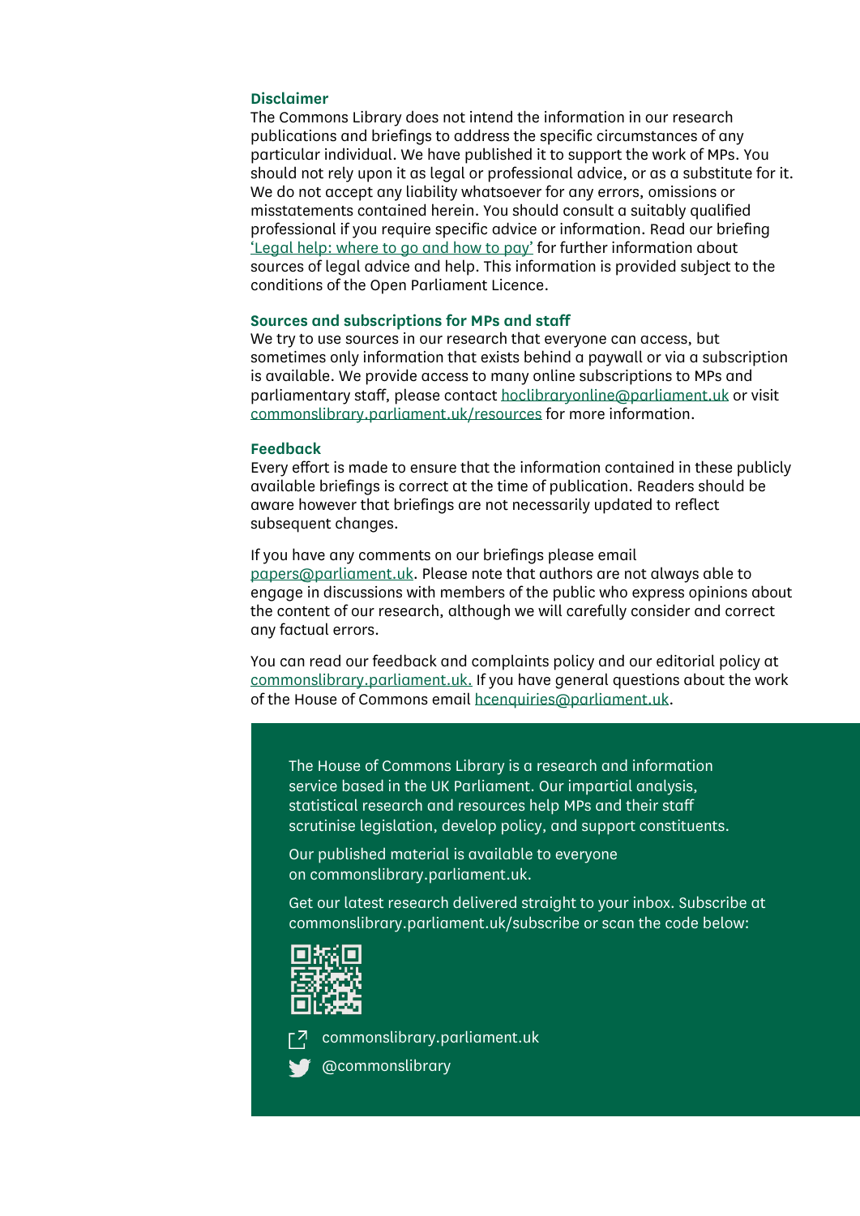## Disclaimer

The Commons Library does not intend the information in our research publications and briefings to address the specific circumstances of any particular individual. We have published it to support the work of MPs. You should not rely upon it as legal or professional advice, or as a substitute for it. We do not accept any liability whatsoever for any errors, omissions or misstatements contained herein. You should consult a suitably qualified professional if you require specific advice or information. Read our briefing 'Legal help: where to go and how to pay' for further information about sources of legal advice and help. This information is provided subject to the conditions of the Open Parliament Licence.

## Sources and subscriptions for MPs and staff

We try to use sources in our research that everyone can access, but sometimes only information that exists behind a paywall or via a subscription is available. We provide access to many online subscriptions to MPs and parliamentary staff, please contact hoclibraryonline@parliament.uk or visit commonslibrary.parliament.uk/resources for more information.

## Feedback

Every effort is made to ensure that the information contained in these publicly available briefings is correct at the time of publication. Readers should be aware however that briefings are not necessarily updated to reflect subsequent changes.

If you have any comments on our briefings please email papers@parliament.uk. Please note that authors are not always able to engage in discussions with members of the public who express opinions about the content of our research, although we will carefully consider and correct any factual errors.

You can read our feedback and complaints policy and our editorial policy at commonslibrary.parliament.uk. If you have general questions about the work of the House of Commons email hcenquiries@parliament.uk.

The House of Commons Library is a research and information service based in the UK Parliament. Our impartial analysis, statistical research and resources help MPs and their staff scrutinise legislation, develop policy, and support constituents.

Our published material is available to everyone on commonslibrary.parliament.uk.

Get our latest research delivered straight to your inbox. Subscribe at commonslibrary.parliament.uk/subscribe or scan the code below:

commonslibrary.parliament.uk

@commonslibrary